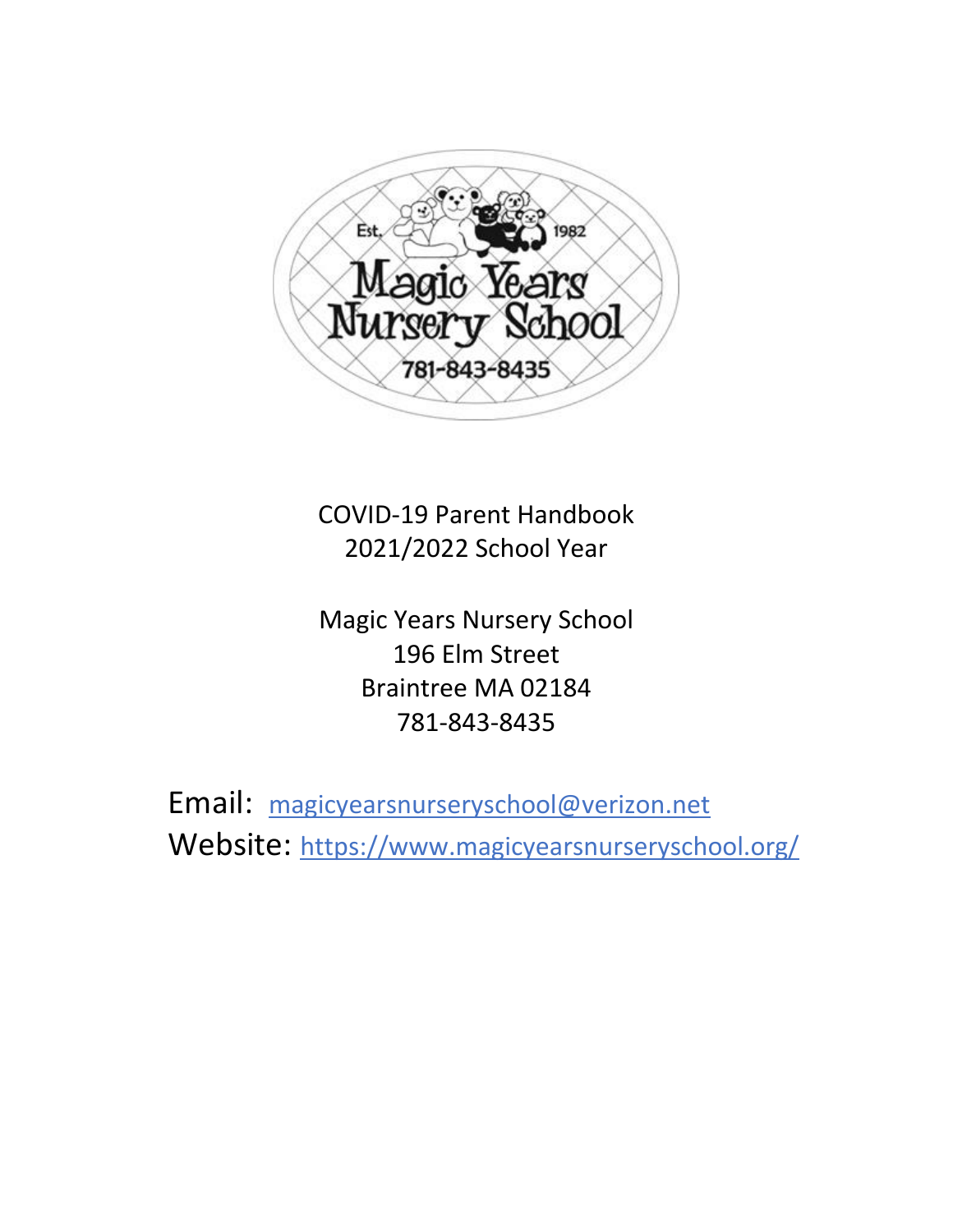Est. 1982

Magic Years Nursery School

781-843-8435

COVID-19 Parent Handbook
2021/2022 School Year

Magic Years Nursery School
196 Elm Street
Braintree MA 02184
781-843-8435

Email: magicyearsnurseryschool@verizon.net
Website: https://www.magicyearsnurseryschool.org/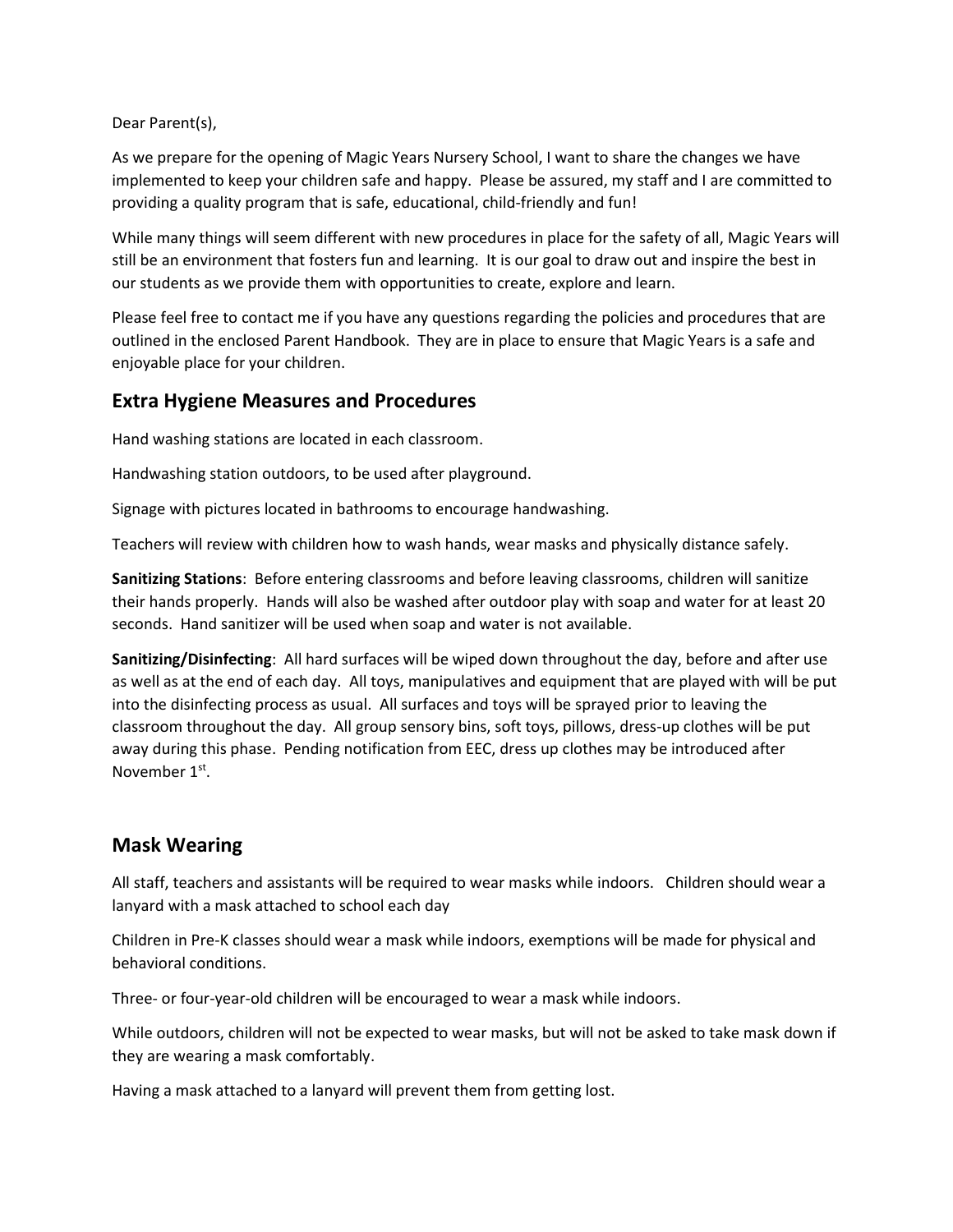Dear Parent(s),

As we prepare for the opening of Magic Years Nursery School, I want to share the changes we have implemented to keep your children safe and happy. Please be assured, my staff and I are committed to providing a quality program that is safe, educational, child-friendly and fun!

While many things will seem different with new procedures in place for the safety of all, Magic Years will still be an environment that fosters fun and learning. It is our goal to draw out and inspire the best in our students as we provide them with opportunities to create, explore and learn.

Please feel free to contact me if you have any questions regarding the policies and procedures that are outlined in the enclosed Parent Handbook. They are in place to ensure that Magic Years is a safe and enjoyable place for your children.

## Extra Hygiene Measures and Procedures

Hand washing stations are located in each classroom.

Handwashing station outdoors, to be used after playground.

Signage with pictures located in bathrooms to encourage handwashing.

Teachers will review with children how to wash hands, wear masks and physically distance safely.

**Sanitizing Stations**: Before entering classrooms and before leaving classrooms, children will sanitize their hands properly. Hands will also be washed after outdoor play with soap and water for at least 20 seconds. Hand sanitizer will be used when soap and water is not available.

**Sanitizing/Disinfecting**: All hard surfaces will be wiped down throughout the day, before and after use as well as at the end of each day. All toys, manipulatives and equipment that are played with will be put into the disinfecting process as usual. All surfaces and toys will be sprayed prior to leaving the classroom throughout the day. All group sensory bins, soft toys, pillows, dress-up clothes will be put away during this phase. Pending notification from EEC, dress up clothes may be introduced after November 1st.

## Mask Wearing

All staff, teachers and assistants will be required to wear masks while indoors. Children should wear a lanyard with a mask attached to school each day

Children in Pre-K classes should wear a mask while indoors, exemptions will be made for physical and behavioral conditions.

Three- or four-year-old children will be encouraged to wear a mask while indoors.

While outdoors, children will not be expected to wear masks, but will not be asked to take mask down if they are wearing a mask comfortably.

Having a mask attached to a lanyard will prevent them from getting lost.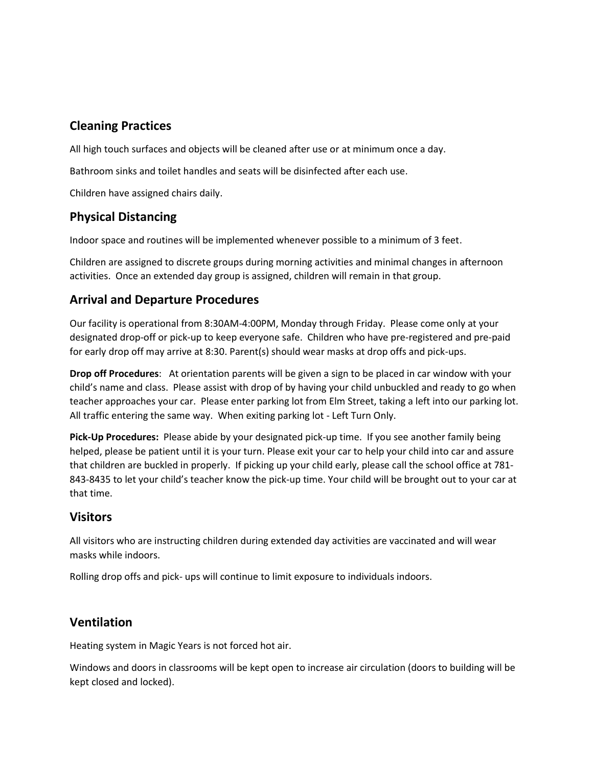## Cleaning Practices

All high touch surfaces and objects will be cleaned after use or at minimum once a day.

Bathroom sinks and toilet handles and seats will be disinfected after each use.

Children have assigned chairs daily.

## Physical Distancing

Indoor space and routines will be implemented whenever possible to a minimum of 3 feet.

Children are assigned to discrete groups during morning activities and minimal changes in afternoon activities. Once an extended day group is assigned, children will remain in that group.

## Arrival and Departure Procedures

Our facility is operational from 8:30AM-4:00PM, Monday through Friday. Please come only at your designated drop-off or pick-up to keep everyone safe. Children who have pre-registered and pre-paid for early drop off may arrive at 8:30. Parent(s) should wear masks at drop offs and pick-ups.

**Drop off Procedures**: At orientation parents will be given a sign to be placed in car window with your child's name and class. Please assist with drop of by having your child unbuckled and ready to go when teacher approaches your car. Please enter parking lot from Elm Street, taking a left into our parking lot. All traffic entering the same way. When exiting parking lot - Left Turn Only.

**Pick-Up Procedures:** Please abide by your designated pick-up time. If you see another family being helped, please be patient until it is your turn. Please exit your car to help your child into car and assure that children are buckled in properly. If picking up your child early, please call the school office at 781-843-8435 to let your child's teacher know the pick-up time. Your child will be brought out to your car at that time.

## Visitors

All visitors who are instructing children during extended day activities are vaccinated and will wear masks while indoors.

Rolling drop offs and pick- ups will continue to limit exposure to individuals indoors.

## Ventilation

Heating system in Magic Years is not forced hot air.

Windows and doors in classrooms will be kept open to increase air circulation (doors to building will be kept closed and locked).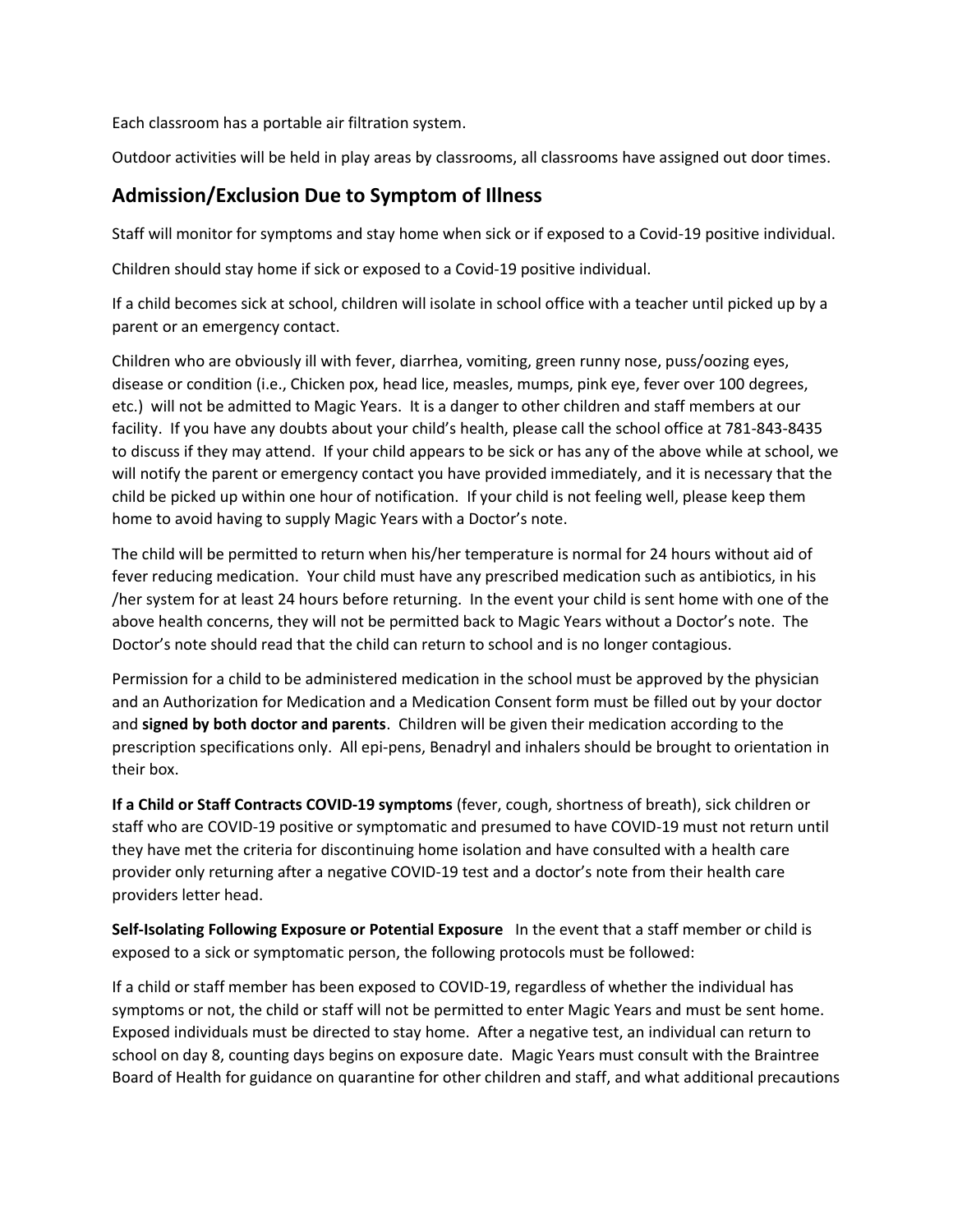Each classroom has a portable air filtration system.

Outdoor activities will be held in play areas by classrooms, all classrooms have assigned out door times.

## Admission/Exclusion Due to Symptom of Illness

Staff will monitor for symptoms and stay home when sick or if exposed to a Covid-19 positive individual.

Children should stay home if sick or exposed to a Covid-19 positive individual.

If a child becomes sick at school, children will isolate in school office with a teacher until picked up by a parent or an emergency contact.

Children who are obviously ill with fever, diarrhea, vomiting, green runny nose, puss/oozing eyes, disease or condition (i.e., Chicken pox, head lice, measles, mumps, pink eye, fever over 100 degrees, etc.) will not be admitted to Magic Years. It is a danger to other children and staff members at our facility. If you have any doubts about your child's health, please call the school office at 781-843-8435 to discuss if they may attend. If your child appears to be sick or has any of the above while at school, we will notify the parent or emergency contact you have provided immediately, and it is necessary that the child be picked up within one hour of notification. If your child is not feeling well, please keep them home to avoid having to supply Magic Years with a Doctor's note.

The child will be permitted to return when his/her temperature is normal for 24 hours without aid of fever reducing medication. Your child must have any prescribed medication such as antibiotics, in his /her system for at least 24 hours before returning. In the event your child is sent home with one of the above health concerns, they will not be permitted back to Magic Years without a Doctor's note. The Doctor's note should read that the child can return to school and is no longer contagious.

Permission for a child to be administered medication in the school must be approved by the physician and an Authorization for Medication and a Medication Consent form must be filled out by your doctor and **signed by both doctor and parents**. Children will be given their medication according to the prescription specifications only. All epi-pens, Benadryl and inhalers should be brought to orientation in their box.

**If a Child or Staff Contracts COVID-19 symptoms** (fever, cough, shortness of breath), sick children or staff who are COVID-19 positive or symptomatic and presumed to have COVID-19 must not return until they have met the criteria for discontinuing home isolation and have consulted with a health care provider only returning after a negative COVID-19 test and a doctor's note from their health care providers letter head.

**Self-Isolating Following Exposure or Potential Exposure** In the event that a staff member or child is exposed to a sick or symptomatic person, the following protocols must be followed:

If a child or staff member has been exposed to COVID-19, regardless of whether the individual has symptoms or not, the child or staff will not be permitted to enter Magic Years and must be sent home. Exposed individuals must be directed to stay home. After a negative test, an individual can return to school on day 8, counting days begins on exposure date. Magic Years must consult with the Braintree Board of Health for guidance on quarantine for other children and staff, and what additional precautions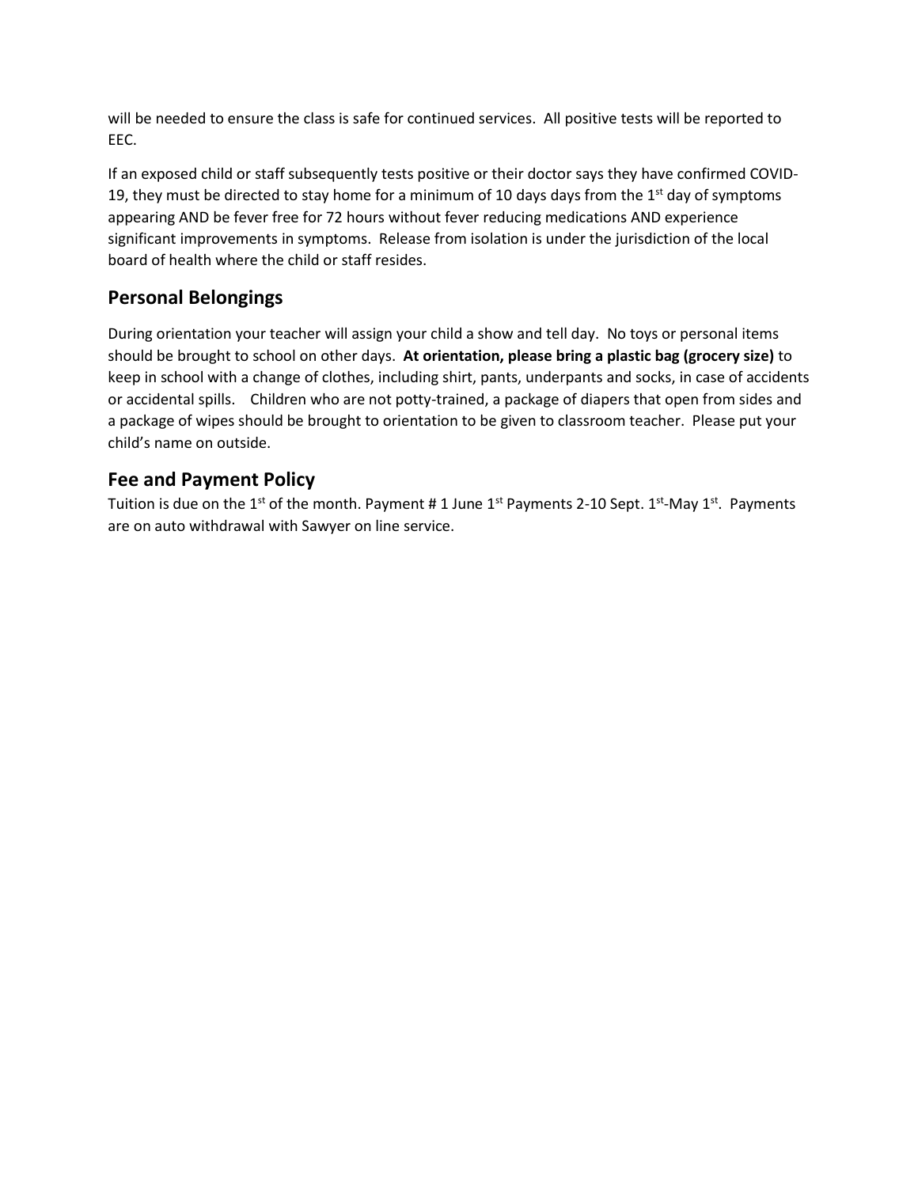will be needed to ensure the class is safe for continued services. All positive tests will be reported to EEC.

If an exposed child or staff subsequently tests positive or their doctor says they have confirmed COVID-19, they must be directed to stay home for a minimum of 10 days days from the 1st day of symptoms appearing AND be fever free for 72 hours without fever reducing medications AND experience significant improvements in symptoms. Release from isolation is under the jurisdiction of the local board of health where the child or staff resides.

## Personal Belongings

During orientation your teacher will assign your child a show and tell day. No toys or personal items should be brought to school on other days. **At orientation, please bring a plastic bag (grocery size)** to keep in school with a change of clothes, including shirt, pants, underpants and socks, in case of accidents or accidental spills. Children who are not potty-trained, a package of diapers that open from sides and a package of wipes should be brought to orientation to be given to classroom teacher. Please put your child's name on outside.

## Fee and Payment Policy

Tuition is due on the 1st of the month. Payment # 1 June 1st Payments 2-10 Sept. 1st-May 1st. Payments are on auto withdrawal with Sawyer on line service.